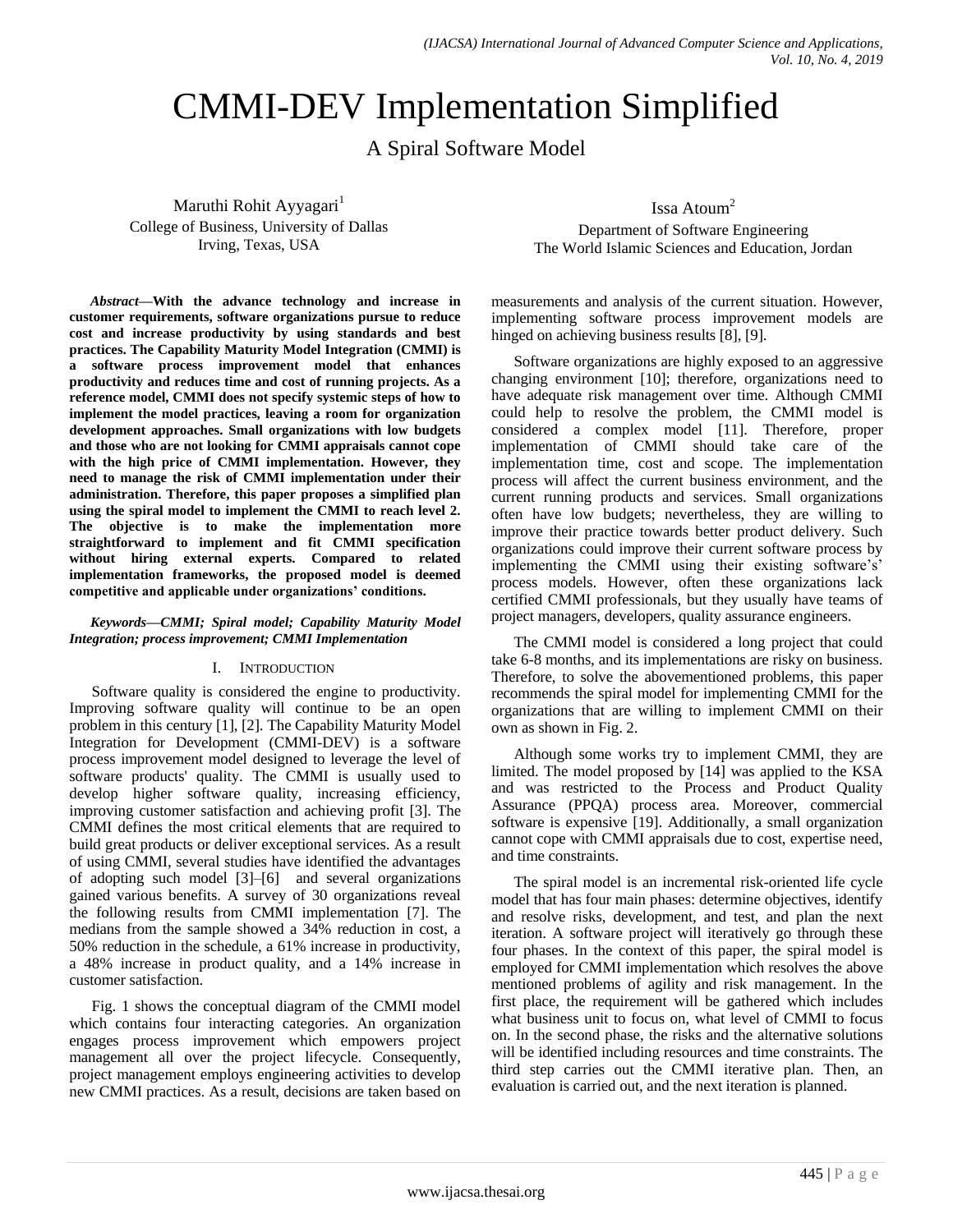# CMMI-DEV Implementation Simplified

## A Spiral Software Model

Maruthi Rohit Ayyagari[1]
College of Business, University of Dallas
Irving, Texas, USA

Issa Atoum[2]
Department of Software Engineering
The World Islamic Sciences and Education, Jordan

***Abstract*—With the advance technology and increase in customer requirements, software organizations pursue to reduce cost and increase productivity by using standards and best practices. The Capability Maturity Model Integration (CMMI) is a software process improvement model that enhances productivity and reduces time and cost of running projects. As a reference model, CMMI does not specify systemic steps of how to implement the model practices, leaving a room for organization development approaches. Small organizations with low budgets and those who are not looking for CMMI appraisals cannot cope with the high price of CMMI implementation. However, they need to manage the risk of CMMI implementation under their administration. Therefore, this paper proposes a simplified plan using the spiral model to implement the CMMI to reach level 2. The objective is to make the implementation more straightforward to implement and fit CMMI specification without hiring external experts. Compared to related implementation frameworks, the proposed model is deemed competitive and applicable under organizations' conditions.**

***Keywords*—*CMMI; Spiral model; Capability Maturity Model Integration; process improvement; CMMI Implementation***

## I. Introduction

Software quality is considered the engine to productivity. Improving software quality will continue to be an open problem in this century [1], [2]. The Capability Maturity Model Integration for Development (CMMI-DEV) is a software process improvement model designed to leverage the level of software products' quality. The CMMI is usually used to develop higher software quality, increasing efficiency, improving customer satisfaction and achieving profit [3]. The CMMI defines the most critical elements that are required to build great products or deliver exceptional services. As a result of using CMMI, several studies have identified the advantages of adopting such model [3]–[6] and several organizations gained various benefits. A survey of 30 organizations reveal the following results from CMMI implementation [7]. The medians from the sample showed a 34% reduction in cost, a 50% reduction in the schedule, a 61% increase in productivity, a 48% increase in product quality, and a 14% increase in customer satisfaction.

Fig. 1 shows the conceptual diagram of the CMMI model which contains four interacting categories. An organization engages process improvement which empowers project management all over the project lifecycle. Consequently, project management employs engineering activities to develop new CMMI practices. As a result, decisions are taken based on measurements and analysis of the current situation. However, implementing software process improvement models are hinged on achieving business results [8], [9].

Software organizations are highly exposed to an aggressive changing environment [10]; therefore, organizations need to have adequate risk management over time. Although CMMI could help to resolve the problem, the CMMI model is considered a complex model [11]. Therefore, proper implementation of CMMI should take care of the implementation time, cost and scope. The implementation process will affect the current business environment, and the current running products and services. Small organizations often have low budgets; nevertheless, they are willing to improve their practice towards better product delivery. Such organizations could improve their current software process by implementing the CMMI using their existing software's' process models. However, often these organizations lack certified CMMI professionals, but they usually have teams of project managers, developers, quality assurance engineers.

The CMMI model is considered a long project that could take 6-8 months, and its implementations are risky on business. Therefore, to solve the abovementioned problems, this paper recommends the spiral model for implementing CMMI for the organizations that are willing to implement CMMI on their own as shown in Fig. 2.

Although some works try to implement CMMI, they are limited. The model proposed by [14] was applied to the KSA and was restricted to the Process and Product Quality Assurance (PPQA) process area. Moreover, commercial software is expensive [19]. Additionally, a small organization cannot cope with CMMI appraisals due to cost, expertise need, and time constraints.

The spiral model is an incremental risk-oriented life cycle model that has four main phases: determine objectives, identify and resolve risks, development, and test, and plan the next iteration. A software project will iteratively go through these four phases. In the context of this paper, the spiral model is employed for CMMI implementation which resolves the above mentioned problems of agility and risk management. In the first place, the requirement will be gathered which includes what business unit to focus on, what level of CMMI to focus on. In the second phase, the risks and the alternative solutions will be identified including resources and time constraints. The third step carries out the CMMI iterative plan. Then, an evaluation is carried out, and the next iteration is planned.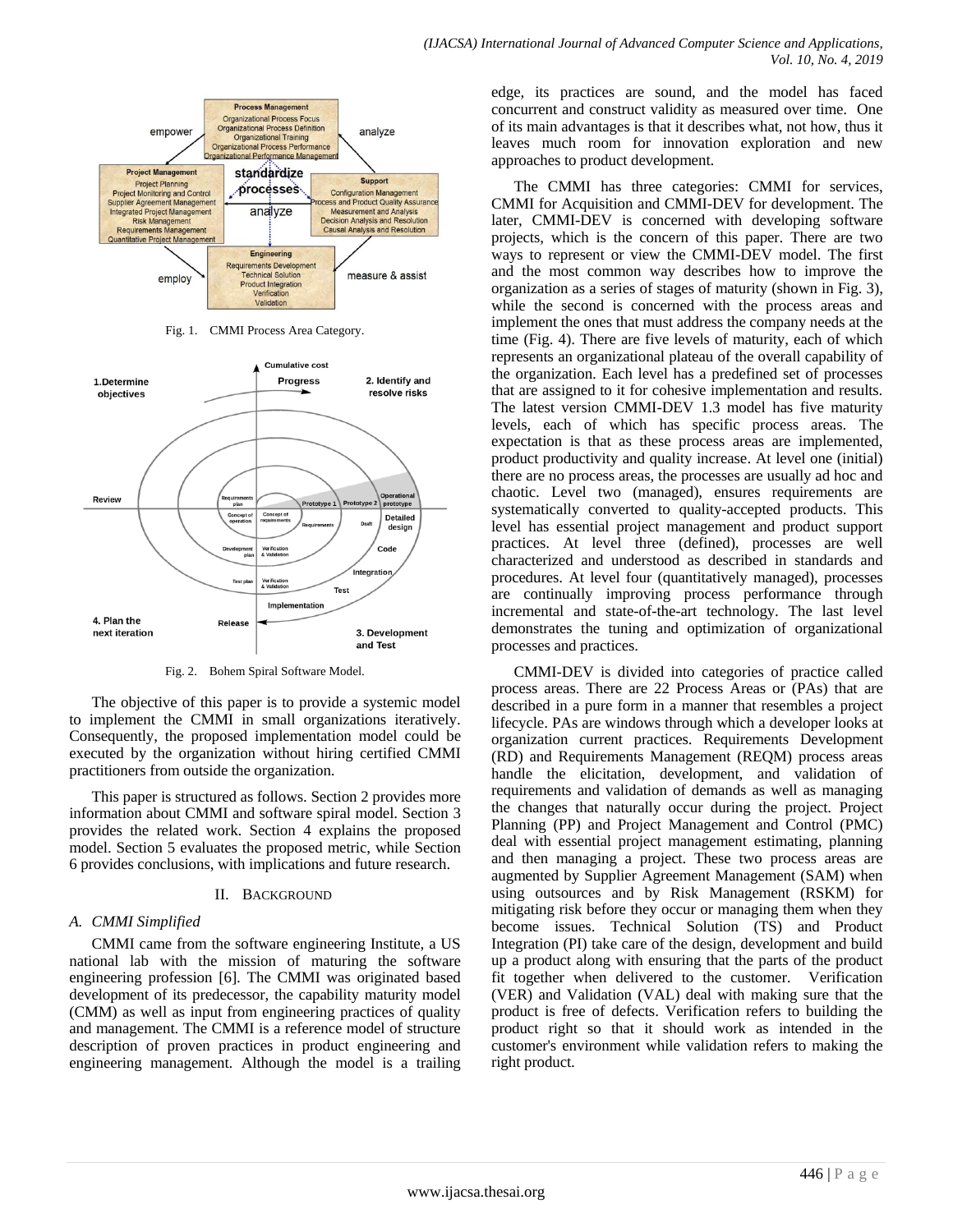Fig. 1. CMMI Process Area Category.

Fig. 2. Bohem Spiral Software Model.

The objective of this paper is to provide a systemic model to implement the CMMI in small organizations iteratively. Consequently, the proposed implementation model could be executed by the organization without hiring certified CMMI practitioners from outside the organization.

This paper is structured as follows. Section 2 provides more information about CMMI and software spiral model. Section 3 provides the related work. Section 4 explains the proposed model. Section 5 evaluates the proposed metric, while Section 6 provides conclusions, with implications and future research.

## II. Background

### A. CMMI Simplified

CMMI came from the software engineering Institute, a US national lab with the mission of maturing the software engineering profession [6]. The CMMI was originated based development of its predecessor, the capability maturity model (CMM) as well as input from engineering practices of quality and management. The CMMI is a reference model of structure description of proven practices in product engineering and engineering management. Although the model is a trailing edge, its practices are sound, and the model has faced concurrent and construct validity as measured over time. One of its main advantages is that it describes what, not how, thus it leaves much room for innovation exploration and new approaches to product development.

The CMMI has three categories: CMMI for services, CMMI for Acquisition and CMMI-DEV for development. The later, CMMI-DEV is concerned with developing software projects, which is the concern of this paper. There are two ways to represent or view the CMMI-DEV model. The first and the most common way describes how to improve the organization as a series of stages of maturity (shown in Fig. 3), while the second is concerned with the process areas and implement the ones that must address the company needs at the time (Fig. 4). There are five levels of maturity, each of which represents an organizational plateau of the overall capability of the organization. Each level has a predefined set of processes that are assigned to it for cohesive implementation and results. The latest version CMMI-DEV 1.3 model has five maturity levels, each of which has specific process areas. The expectation is that as these process areas are implemented, product productivity and quality increase. At level one (initial) there are no process areas, the processes are usually ad hoc and chaotic. Level two (managed), ensures requirements are systematically converted to quality-accepted products. This level has essential project management and product support practices. At level three (defined), processes are well characterized and understood as described in standards and procedures. At level four (quantitatively managed), processes are continually improving process performance through incremental and state-of-the-art technology. The last level demonstrates the tuning and optimization of organizational processes and practices.

CMMI-DEV is divided into categories of practice called process areas. There are 22 Process Areas or (PAs) that are described in a pure form in a manner that resembles a project lifecycle. PAs are windows through which a developer looks at organization current practices. Requirements Development (RD) and Requirements Management (REQM) process areas handle the elicitation, development, and validation of requirements and validation of demands as well as managing the changes that naturally occur during the project. Project Planning (PP) and Project Management and Control (PMC) deal with essential project management estimating, planning and then managing a project. These two process areas are augmented by Supplier Agreement Management (SAM) when using outsources and by Risk Management (RSKM) for mitigating risk before they occur or managing them when they become issues. Technical Solution (TS) and Product Integration (PI) take care of the design, development and build up a product along with ensuring that the parts of the product fit together when delivered to the customer. Verification (VER) and Validation (VAL) deal with making sure that the product is free of defects. Verification refers to building the product right so that it should work as intended in the customer's environment while validation refers to making the right product.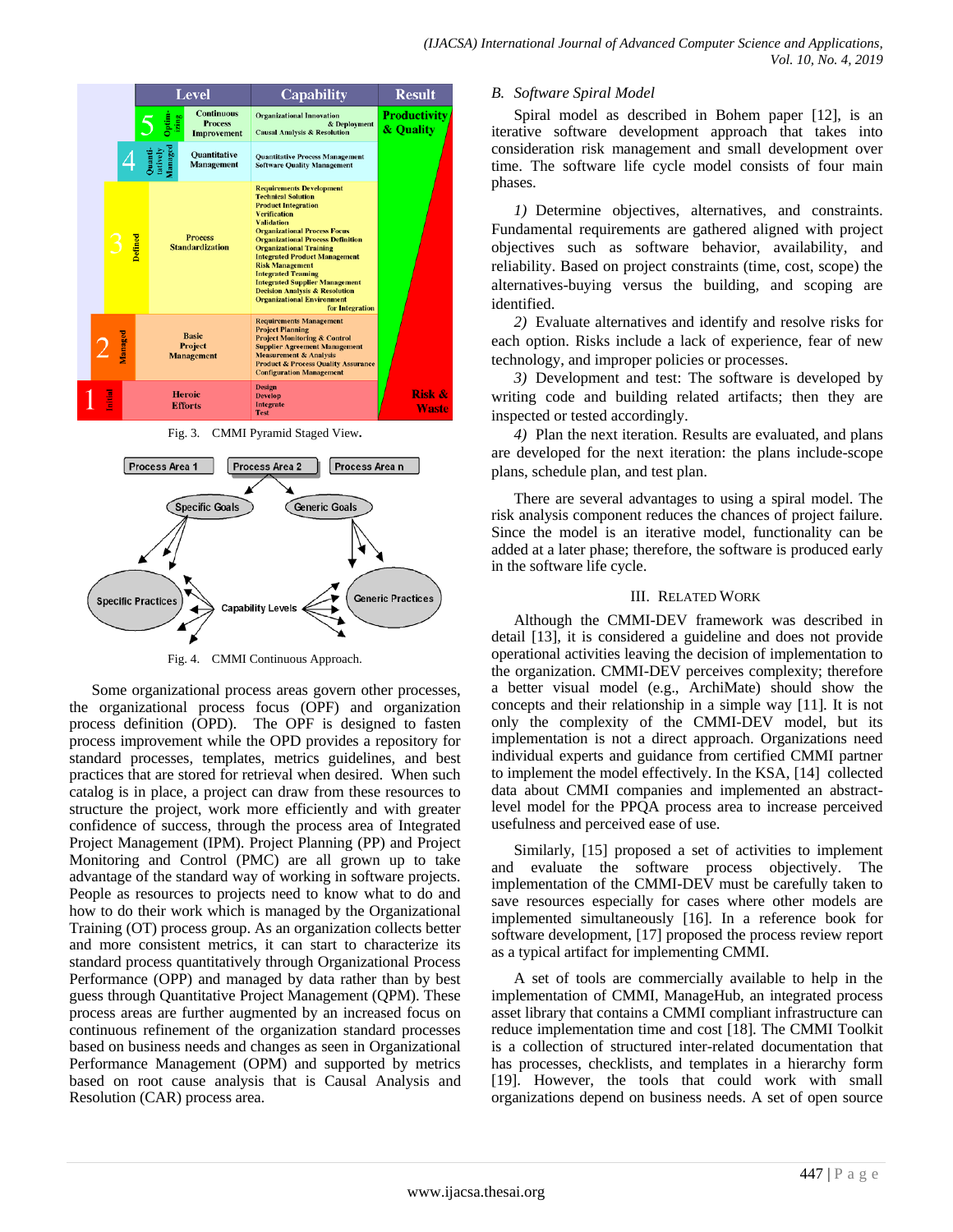Fig. 3. CMMI Pyramid Staged View.

Fig. 4. CMMI Continuous Approach.

Some organizational process areas govern other processes, the organizational process focus (OPF) and organization process definition (OPD). The OPF is designed to fasten process improvement while the OPD provides a repository for standard processes, templates, metrics guidelines, and best practices that are stored for retrieval when desired. When such catalog is in place, a project can draw from these resources to structure the project, work more efficiently and with greater confidence of success, through the process area of Integrated Project Management (IPM). Project Planning (PP) and Project Monitoring and Control (PMC) are all grown up to take advantage of the standard way of working in software projects. People as resources to projects need to know what to do and how to do their work which is managed by the Organizational Training (OT) process group. As an organization collects better and more consistent metrics, it can start to characterize its standard process quantitatively through Organizational Process Performance (OPP) and managed by data rather than by best guess through Quantitative Project Management (QPM). These process areas are further augmented by an increased focus on continuous refinement of the organization standard processes based on business needs and changes as seen in Organizational Performance Management (OPM) and supported by metrics based on root cause analysis that is Causal Analysis and Resolution (CAR) process area.

## B. Software Spiral Model

Spiral model as described in Bohem paper [12], is an iterative software development approach that takes into consideration risk management and small development over time. The software life cycle model consists of four main phases.

*1)* Determine objectives, alternatives, and constraints. Fundamental requirements are gathered aligned with project objectives such as software behavior, availability, and reliability. Based on project constraints (time, cost, scope) the alternatives-buying versus the building, and scoping are identified.

*2)* Evaluate alternatives and identify and resolve risks for each option. Risks include a lack of experience, fear of new technology, and improper policies or processes.

*3)* Development and test: The software is developed by writing code and building related artifacts; then they are inspected or tested accordingly.

*4)* Plan the next iteration. Results are evaluated, and plans are developed for the next iteration: the plans include-scope plans, schedule plan, and test plan.

There are several advantages to using a spiral model. The risk analysis component reduces the chances of project failure. Since the model is an iterative model, functionality can be added at a later phase; therefore, the software is produced early in the software life cycle.

# III. Related Work

Although the CMMI-DEV framework was described in detail [13], it is considered a guideline and does not provide operational activities leaving the decision of implementation to the organization. CMMI-DEV perceives complexity; therefore a better visual model (e.g., ArchiMate) should show the concepts and their relationship in a simple way [11]. It is not only the complexity of the CMMI-DEV model, but its implementation is not a direct approach. Organizations need individual experts and guidance from certified CMMI partner to implement the model effectively. In the KSA, [14] collected data about CMMI companies and implemented an abstract-level model for the PPQA process area to increase perceived usefulness and perceived ease of use.

Similarly, [15] proposed a set of activities to implement and evaluate the software process objectively. The implementation of the CMMI-DEV must be carefully taken to save resources especially for cases where other models are implemented simultaneously [16]. In a reference book for software development, [17] proposed the process review report as a typical artifact for implementing CMMI.

A set of tools are commercially available to help in the implementation of CMMI, ManageHub, an integrated process asset library that contains a CMMI compliant infrastructure can reduce implementation time and cost [18]. The CMMI Toolkit is a collection of structured inter-related documentation that has processes, checklists, and templates in a hierarchy form [19]. However, the tools that could work with small organizations depend on business needs. A set of open source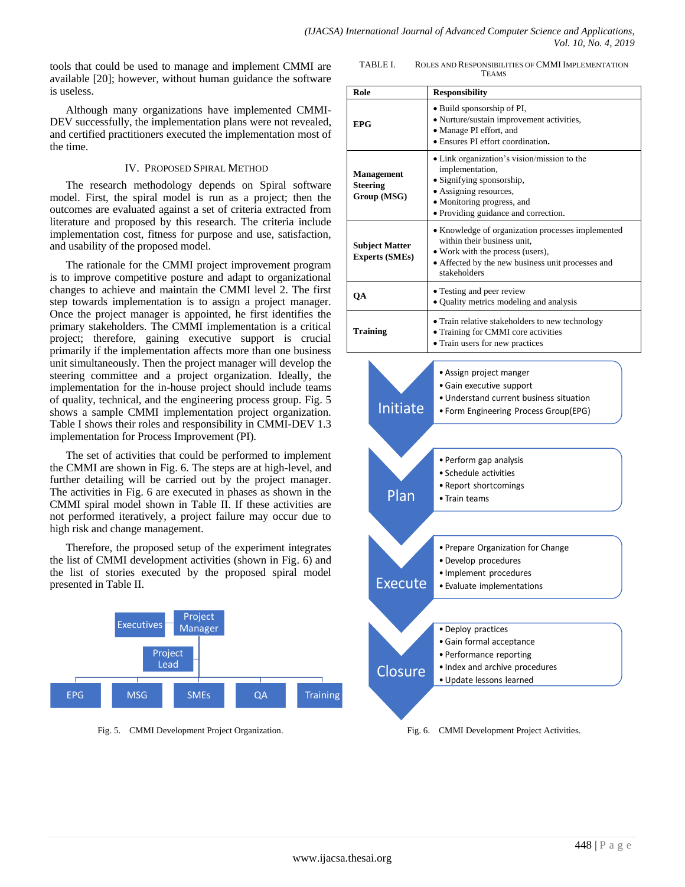tools that could be used to manage and implement CMMI are available [20]; however, without human guidance the software is useless.

Although many organizations have implemented CMMI-DEV successfully, the implementation plans were not revealed, and certified practitioners executed the implementation most of the time.

## IV. Proposed Spiral Method

The research methodology depends on Spiral software model. First, the spiral model is run as a project; then the outcomes are evaluated against a set of criteria extracted from literature and proposed by this research. The criteria include implementation cost, fitness for purpose and use, satisfaction, and usability of the proposed model.

The rationale for the CMMI project improvement program is to improve competitive posture and adapt to organizational changes to achieve and maintain the CMMI level 2. The first step towards implementation is to assign a project manager. Once the project manager is appointed, he first identifies the primary stakeholders. The CMMI implementation is a critical project; therefore, gaining executive support is crucial primarily if the implementation affects more than one business unit simultaneously. Then the project manager will develop the steering committee and a project organization. Ideally, the implementation for the in-house project should include teams of quality, technical, and the engineering process group. Fig. 5 shows a sample CMMI implementation project organization. Table I shows their roles and responsibility in CMMI-DEV 1.3 implementation for Process Improvement (PI).

The set of activities that could be performed to implement the CMMI are shown in Fig. 6. The steps are at high-level, and further detailing will be carried out by the project manager. The activities in Fig. 6 are executed in phases as shown in the CMMI spiral model shown in Table II. If these activities are not performed iteratively, a project failure may occur due to high risk and change management.

Therefore, the proposed setup of the experiment integrates the list of CMMI development activities (shown in Fig. 6) and the list of stories executed by the proposed spiral model presented in Table II.

Executives | Project Manager | Project Lead | EPG | MSG | SMEs | QA | Training

Fig. 5. CMMI Development Project Organization.

TABLE I. Roles and Responsibilities of CMMI Implementation Teams

| Role | Responsibility |
|---|---|
| **EPG** | • Build sponsorship of PI,<br>• Nurture/sustain improvement activities,<br>• Manage PI effort, and<br>• Ensures PI effort coordination. |
| **Management Steering Group (MSG)** | • Link organization's vision/mission to the implementation,<br>• Signifying sponsorship,<br>• Assigning resources,<br>• Monitoring progress, and<br>• Providing guidance and correction. |
| **Subject Matter Experts (SMEs)** | • Knowledge of organization processes implemented within their business unit,<br>• Work with the process (users),<br>• Affected by the new business unit processes and stakeholders |
| **QA** | • Testing and peer review<br>• Quality metrics modeling and analysis |
| **Training** | • Train relative stakeholders to new technology<br>• Training for CMMI core activities<br>• Train users for new practices |

**Initiate**
- Assign project manger
- Gain executive support
- Understand current business situation
- Form Engineering Process Group(EPG)

**Plan**
- Perform gap analysis
- Schedule activities
- Report shortcomings
- Train teams

**Execute**
- Prepare Organization for Change
- Develop procedures
- Implement procedures
- Evaluate implementations

**Closure**
- Deploy practices
- Gain formal acceptance
- Performance reporting
- Index and archive procedures
- Update lessons learned

Fig. 6. CMMI Development Project Activities.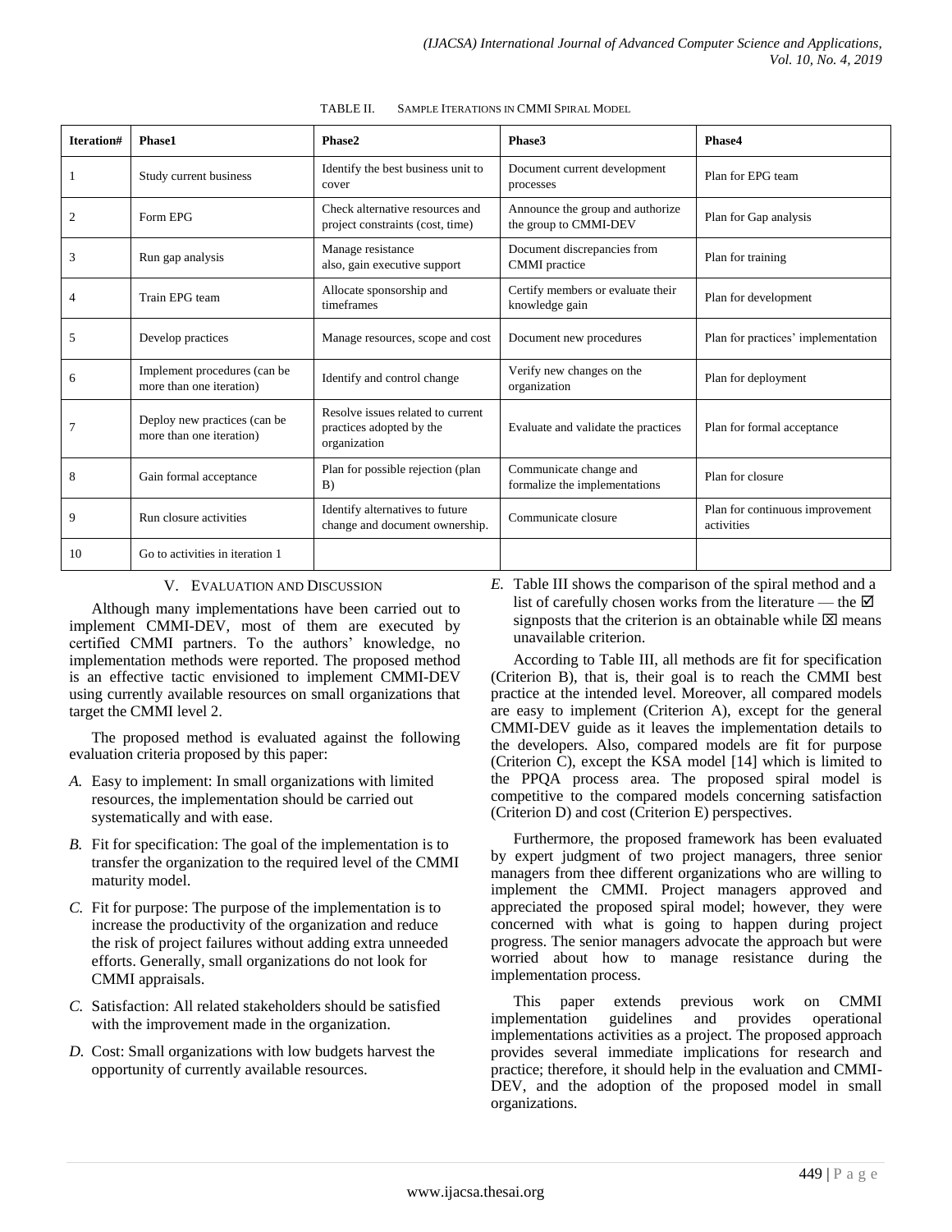TABLE II. SAMPLE ITERATIONS IN CMMI SPIRAL MODEL

| Iteration# | Phase1 | Phase2 | Phase3 | Phase4 |
|---|---|---|---|---|
| 1 | Study current business | Identify the best business unit to cover | Document current development processes | Plan for EPG team |
| 2 | Form EPG | Check alternative resources and project constraints (cost, time) | Announce the group and authorize the group to CMMI-DEV | Plan for Gap analysis |
| 3 | Run gap analysis | Manage resistance also, gain executive support | Document discrepancies from CMMI practice | Plan for training |
| 4 | Train EPG team | Allocate sponsorship and timeframes | Certify members or evaluate their knowledge gain | Plan for development |
| 5 | Develop practices | Manage resources, scope and cost | Document new procedures | Plan for practices' implementation |
| 6 | Implement procedures (can be more than one iteration) | Identify and control change | Verify new changes on the organization | Plan for deployment |
| 7 | Deploy new practices (can be more than one iteration) | Resolve issues related to current practices adopted by the organization | Evaluate and validate the practices | Plan for formal acceptance |
| 8 | Gain formal acceptance | Plan for possible rejection (plan B) | Communicate change and formalize the implementations | Plan for closure |
| 9 | Run closure activities | Identify alternatives to future change and document ownership. | Communicate closure | Plan for continuous improvement activities |
| 10 | Go to activities in iteration 1 | | | |

## V. EVALUATION AND DISCUSSION

Although many implementations have been carried out to implement CMMI-DEV, most of them are executed by certified CMMI partners. To the authors' knowledge, no implementation methods were reported. The proposed method is an effective tactic envisioned to implement CMMI-DEV using currently available resources on small organizations that target the CMMI level 2.

The proposed method is evaluated against the following evaluation criteria proposed by this paper:

*A.* Easy to implement: In small organizations with limited resources, the implementation should be carried out systematically and with ease.

*B.* Fit for specification: The goal of the implementation is to transfer the organization to the required level of the CMMI maturity model.

*C.* Fit for purpose: The purpose of the implementation is to increase the productivity of the organization and reduce the risk of project failures without adding extra unneeded efforts. Generally, small organizations do not look for CMMI appraisals.

*C.* Satisfaction: All related stakeholders should be satisfied with the improvement made in the organization.

*D.* Cost: Small organizations with low budgets harvest the opportunity of currently available resources.

*E.* Table III shows the comparison of the spiral method and a list of carefully chosen works from the literature — the ☑ signposts that the criterion is an obtainable while ☒ means unavailable criterion.

According to Table III, all methods are fit for specification (Criterion B), that is, their goal is to reach the CMMI best practice at the intended level. Moreover, all compared models are easy to implement (Criterion A), except for the general CMMI-DEV guide as it leaves the implementation details to the developers. Also, compared models are fit for purpose (Criterion C), except the KSA model [14] which is limited to the PPQA process area. The proposed spiral model is competitive to the compared models concerning satisfaction (Criterion D) and cost (Criterion E) perspectives.

Furthermore, the proposed framework has been evaluated by expert judgment of two project managers, three senior managers from thee different organizations who are willing to implement the CMMI. Project managers approved and appreciated the proposed spiral model; however, they were concerned with what is going to happen during project progress. The senior managers advocate the approach but were worried about how to manage resistance during the implementation process.

This paper extends previous work on CMMI implementation guidelines and provides operational implementations activities as a project. The proposed approach provides several immediate implications for research and practice; therefore, it should help in the evaluation and CMMI-DEV, and the adoption of the proposed model in small organizations.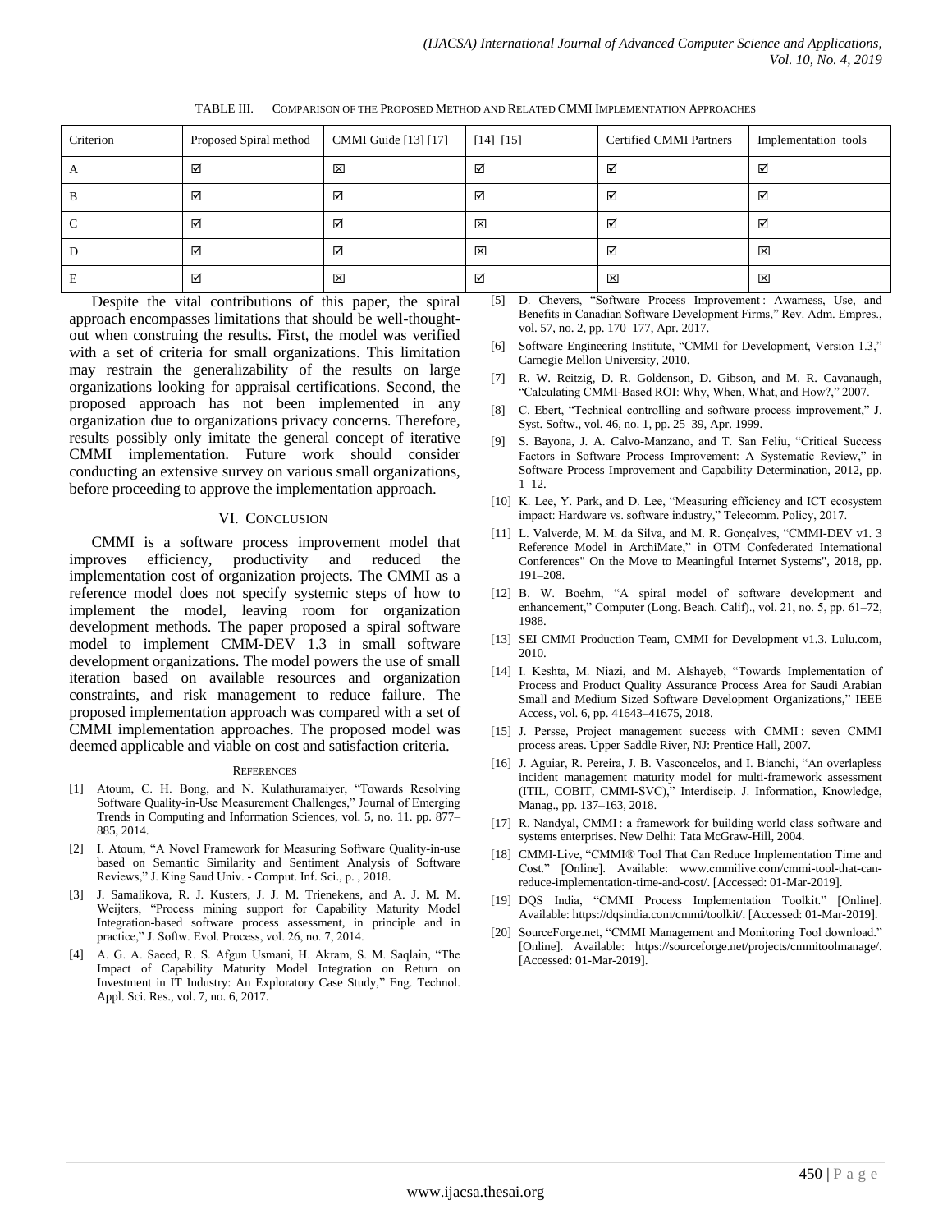TABLE III. COMPARISON OF THE PROPOSED METHOD AND RELATED CMMI IMPLEMENTATION APPROACHES

| Criterion | Proposed Spiral method | CMMI Guide [13] [17] | [14] [15] | Certified CMMI Partners | Implementation tools |
|---|---|---|---|---|---|
| A | ☑ | ☒ | ☑ | ☑ | ☑ |
| B | ☑ | ☑ | ☑ | ☑ | ☑ |
| C | ☑ | ☑ | ☒ | ☑ | ☑ |
| D | ☑ | ☑ | ☒ | ☑ | ☒ |
| E | ☑ | ☒ | ☑ | ☒ | ☒ |

Despite the vital contributions of this paper, the spiral approach encompasses limitations that should be well-thought-out when construing the results. First, the model was verified with a set of criteria for small organizations. This limitation may restrain the generalizability of the results on large organizations looking for appraisal certifications. Second, the proposed approach has not been implemented in any organization due to organizations privacy concerns. Therefore, results possibly only imitate the general concept of iterative CMMI implementation. Future work should consider conducting an extensive survey on various small organizations, before proceeding to approve the implementation approach.

## VI. CONCLUSION

CMMI is a software process improvement model that improves efficiency, productivity and reduced the implementation cost of organization projects. The CMMI as a reference model does not specify systemic steps of how to implement the model, leaving room for organization development methods. The paper proposed a spiral software model to implement CMM-DEV 1.3 in small software development organizations. The model powers the use of small iteration based on available resources and organization constraints, and risk management to reduce failure. The proposed implementation approach was compared with a set of CMMI implementation approaches. The proposed model was deemed applicable and viable on cost and satisfaction criteria.

## REFERENCES

[1] Atoum, C. H. Bong, and N. Kulathuramaiyer, "Towards Resolving Software Quality-in-Use Measurement Challenges," Journal of Emerging Trends in Computing and Information Sciences, vol. 5, no. 11. pp. 877–885, 2014.

[2] I. Atoum, "A Novel Framework for Measuring Software Quality-in-use based on Semantic Similarity and Sentiment Analysis of Software Reviews," J. King Saud Univ. - Comput. Inf. Sci., p. , 2018.

[3] J. Samalikova, R. J. Kusters, J. J. M. Trienekens, and A. J. M. M. Weijters, "Process mining support for Capability Maturity Model Integration-based software process assessment, in principle and in practice," J. Softw. Evol. Process, vol. 26, no. 7, 2014.

[4] A. G. A. Saeed, R. S. Afgun Usmani, H. Akram, S. M. Saqlain, "The Impact of Capability Maturity Model Integration on Return on Investment in IT Industry: An Exploratory Case Study," Eng. Technol. Appl. Sci. Res., vol. 7, no. 6, 2017.

[5] D. Chevers, "Software Process Improvement : Awarness, Use, and Benefits in Canadian Software Development Firms," Rev. Adm. Empres., vol. 57, no. 2, pp. 170–177, Apr. 2017.

[6] Software Engineering Institute, "CMMI for Development, Version 1.3," Carnegie Mellon University, 2010.

[7] R. W. Reitzig, D. R. Goldenson, D. Gibson, and M. R. Cavanaugh, "Calculating CMMI-Based ROI: Why, When, What, and How?," 2007.

[8] C. Ebert, "Technical controlling and software process improvement," J. Syst. Softw., vol. 46, no. 1, pp. 25–39, Apr. 1999.

[9] S. Bayona, J. A. Calvo-Manzano, and T. San Feliu, "Critical Success Factors in Software Process Improvement: A Systematic Review," in Software Process Improvement and Capability Determination, 2012, pp. 1–12.

[10] K. Lee, Y. Park, and D. Lee, "Measuring efficiency and ICT ecosystem impact: Hardware vs. software industry," Telecomm. Policy, 2017.

[11] L. Valverde, M. M. da Silva, and M. R. Gonçalves, "CMMI-DEV v1. 3 Reference Model in ArchiMate," in OTM Confederated International Conferences" On the Move to Meaningful Internet Systems", 2018, pp. 191–208.

[12] B. W. Boehm, "A spiral model of software development and enhancement," Computer (Long. Beach. Calif)., vol. 21, no. 5, pp. 61–72, 1988.

[13] SEI CMMI Production Team, CMMI for Development v1.3. Lulu.com, 2010.

[14] I. Keshta, M. Niazi, and M. Alshayeb, "Towards Implementation of Process and Product Quality Assurance Process Area for Saudi Arabian Small and Medium Sized Software Development Organizations," IEEE Access, vol. 6, pp. 41643–41675, 2018.

[15] J. Persse, Project management success with CMMI : seven CMMI process areas. Upper Saddle River, NJ: Prentice Hall, 2007.

[16] J. Aguiar, R. Pereira, J. B. Vasconcelos, and I. Bianchi, "An overlapless incident management maturity model for multi-framework assessment (ITIL, COBIT, CMMI-SVC)," Interdiscip. J. Information, Knowledge, Manag., pp. 137–163, 2018.

[17] R. Nandyal, CMMI : a framework for building world class software and systems enterprises. New Delhi: Tata McGraw-Hill, 2004.

[18] CMMI-Live, "CMMI® Tool That Can Reduce Implementation Time and Cost." [Online]. Available: www.cmmilive.com/cmmi-tool-that-can-reduce-implementation-time-and-cost/. [Accessed: 01-Mar-2019].

[19] DQS India, "CMMI Process Implementation Toolkit." [Online]. Available: https://dqsindia.com/cmmi/toolkit/. [Accessed: 01-Mar-2019].

[20] SourceForge.net, "CMMI Management and Monitoring Tool download." [Online]. Available: https://sourceforge.net/projects/cmmitoolmanage/. [Accessed: 01-Mar-2019].